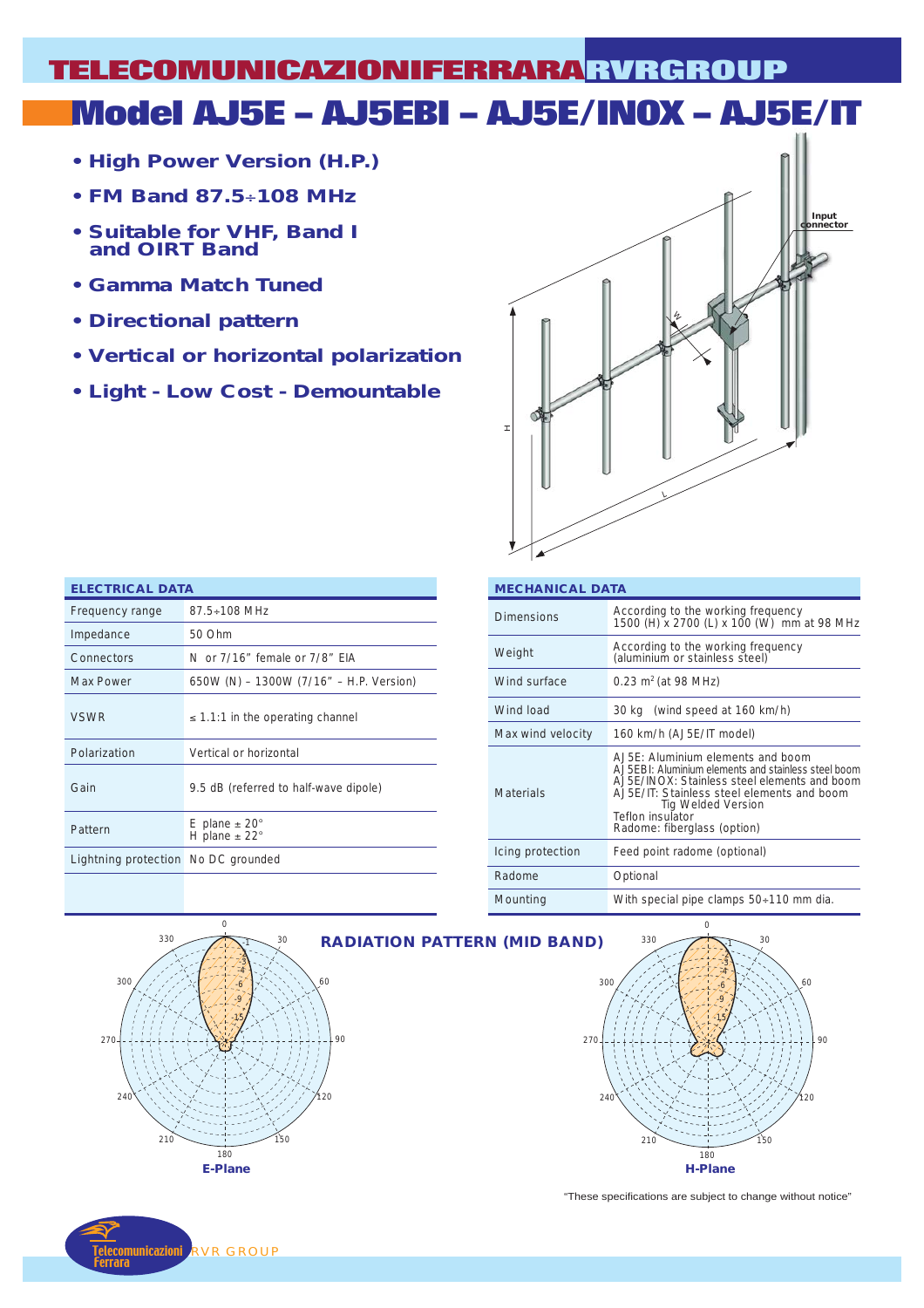# TELECOMUNICAZIONIFERRARA RVRGROUP

# Model AJ5E – AJ5EBI – AJ5E/INOX – AJ5E/IT

- **High Power Version (H.P.)**
- **FM Band 87.5÷108 MHz**
- **Suitable for VHF, Band I and OIRT Band**
- **Gamma Match Tuned**
- **Directional pattern**
- **Vertical or horizontal polarization**
- **Light - Low Cost - Demountable**

Input connector

| ELECTRICAL DATA | |
|---|---|
| Frequency range | 87.5÷108 MHz |
| Impedance | 50 Ohm |
| Connectors | N or 7/16" female or 7/8" EIA |
| Max Power | 650W (N) – 1300W (7/16" – H.P. Version) |
| VSWR | ≤ 1.1:1 in the operating channel |
| Polarization | Vertical or horizontal |
| Gain | 9.5 dB (referred to half-wave dipole) |
| Pattern | E plane ± 20°<br>H plane ± 22° |
| Lightning protection | No DC grounded |

| MECHANICAL DATA | |
|---|---|
| Dimensions | According to the working frequency<br>1500 (H) x 2700 (L) x 100 (W) mm at 98 MHz |
| Weight | According to the working frequency<br>(aluminium or stainless steel) |
| Wind surface | 0.23 m² (at 98 MHz) |
| Wind load | 30 kg (wind speed at 160 km/h) |
| Max wind velocity | 160 km/h (AJ5E/IT model) |
| Materials | AJ5E: Aluminium elements and boom<br>AJ5EBI: Aluminium elements and stainless steel boom<br>AJ5E/INOX: Stainless steel elements and boom<br>AJ5E/IT: Stainless steel elements and boom Tig Welded Version<br>Teflon insulator<br>Radome: fiberglass (option) |
| Icing protection | Feed point radome (optional) |
| Radome | Optional |
| Mounting | With special pipe clamps 50÷110 mm dia. |

## RADIATION PATTERN (MID BAND)

E-Plane

H-Plane

"These specifications are subject to change without notice"

Telecomunicazioni Ferrara RVR GROUP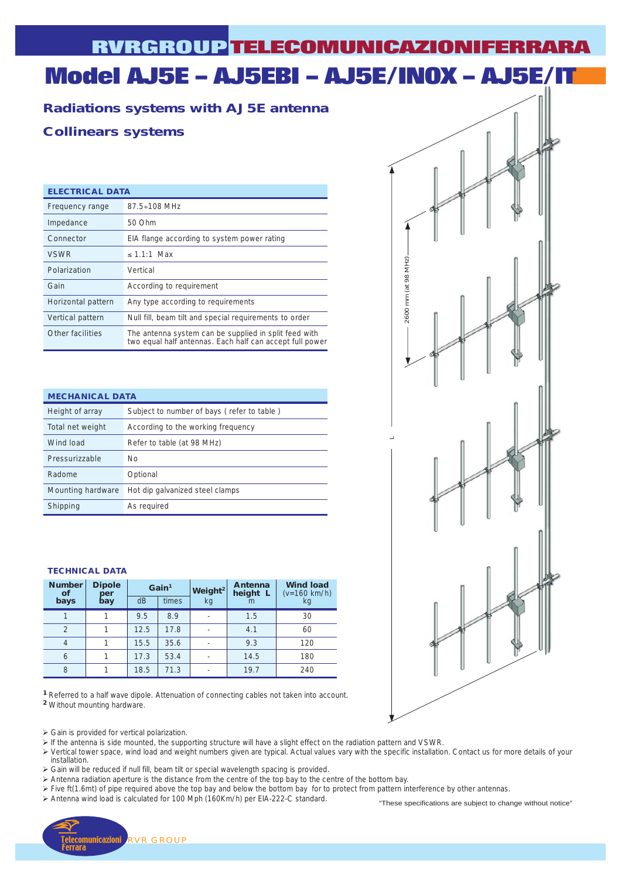# RVRGROUP TELECOMUNICAZIONIFERRARA

# Model AJ5E – AJ5EBI – AJ5E/INOX – AJ5E/IT

## Radiations systems with AJ5E antenna

## Collinears systems

| ELECTRICAL DATA | |
|---|---|
| Frequency range | 87.5÷108 MHz |
| Impedance | 50 Ohm |
| Connector | EIA flange according to system power rating |
| VSWR | ≤ 1.1:1 Max |
| Polarization | Vertical |
| Gain | According to requirement |
| Horizontal pattern | Any type according to requirements |
| Vertical pattern | Null fill, beam tilt and special requirements to order |
| Other facilities | The antenna system can be supplied in split feed with two equal half antennas. Each half can accept full power |

| MECHANICAL DATA | |
|---|---|
| Height of array | Subject to number of bays ( refer to table ) |
| Total net weight | According to the working frequency |
| Wind load | Refer to table (at 98 MHz) |
| Pressurizzable | No |
| Radome | Optional |
| Mounting hardware | Hot dip galvanized steel clamps |
| Shipping | As required |

2600 mm (at 98 MHz)

L

### TECHNICAL DATA

| Number of bays | Dipole per bay | Gain[1] | | Weight[2] | Antenna height L | Wind load (v=160 km/h) |
|---|---|---|---|---|---|---|
| | | dB | times | kg | m | kg |
| 1 | 1 | 9.5 | 8.9 | - | 1.5 | 30 |
| 2 | 1 | 12.5 | 17.8 | - | 4.1 | 60 |
| 4 | 1 | 15.5 | 35.6 | - | 9.3 | 120 |
| 6 | 1 | 17.3 | 53.4 | - | 14.5 | 180 |
| 8 | 1 | 18.5 | 71.3 | - | 19.7 | 240 |

[1] Referred to a half wave dipole. Attenuation of connecting cables not taken into account.
[2] Without mounting hardware.

- Gain is provided for vertical polarization.
- If the antenna is side mounted, the supporting structure will have a slight effect on the radiation pattern and VSWR.
- Vertical tower space, wind load and weight numbers given are typical. Actual values vary with the specific installation. Contact us for more details of your installation.
- Gain will be reduced if null fill, beam tilt or special wavelength spacing is provided.
- Antenna radiation aperture is the distance from the centre of the top bay to the centre of the bottom bay.
- Five ft(1.6mt) of pipe required above the top bay and below the bottom bay for to protect from pattern interference by other antennas.
- Antenna wind load is calculated for 100 Mph (160Km/h) per EIA-222-C standard.

"These specifications are subject to change without notice"

Telecomunicazioni Ferrara RVR GROUP